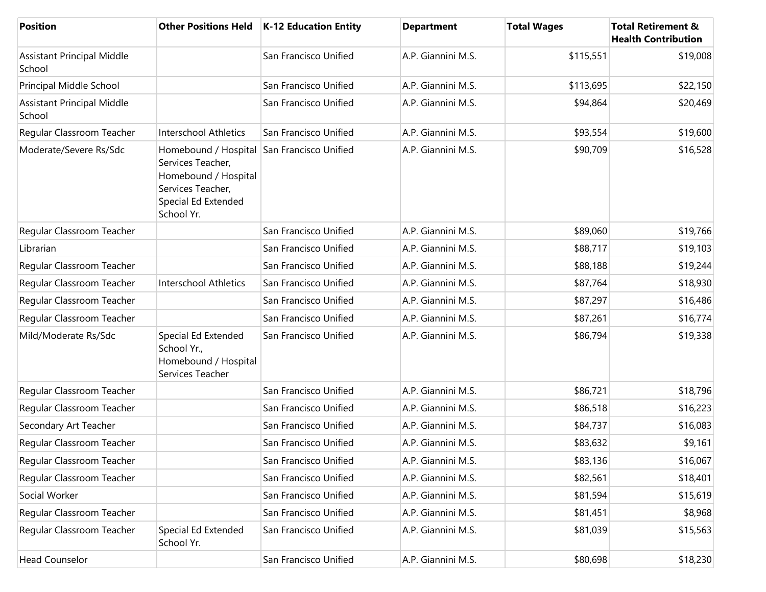| Position | Other Positions Held | K-12 Education Entity | Department | Total Wages | Total Retirement & Health Contribution |
| --- | --- | --- | --- | --- | --- |
| Assistant Principal Middle School | | San Francisco Unified | A.P. Giannini M.S. | $115,551 | $19,008 |
| Principal Middle School | | San Francisco Unified | A.P. Giannini M.S. | $113,695 | $22,150 |
| Assistant Principal Middle School | | San Francisco Unified | A.P. Giannini M.S. | $94,864 | $20,469 |
| Regular Classroom Teacher | Interschool Athletics | San Francisco Unified | A.P. Giannini M.S. | $93,554 | $19,600 |
| Moderate/Severe Rs/Sdc | Homebound / Hospital Services Teacher, Homebound / Hospital Services Teacher, Special Ed Extended School Yr. | San Francisco Unified | A.P. Giannini M.S. | $90,709 | $16,528 |
| Regular Classroom Teacher | | San Francisco Unified | A.P. Giannini M.S. | $89,060 | $19,766 |
| Librarian | | San Francisco Unified | A.P. Giannini M.S. | $88,717 | $19,103 |
| Regular Classroom Teacher | | San Francisco Unified | A.P. Giannini M.S. | $88,188 | $19,244 |
| Regular Classroom Teacher | Interschool Athletics | San Francisco Unified | A.P. Giannini M.S. | $87,764 | $18,930 |
| Regular Classroom Teacher | | San Francisco Unified | A.P. Giannini M.S. | $87,297 | $16,486 |
| Regular Classroom Teacher | | San Francisco Unified | A.P. Giannini M.S. | $87,261 | $16,774 |
| Mild/Moderate Rs/Sdc | Special Ed Extended School Yr., Homebound / Hospital Services Teacher | San Francisco Unified | A.P. Giannini M.S. | $86,794 | $19,338 |
| Regular Classroom Teacher | | San Francisco Unified | A.P. Giannini M.S. | $86,721 | $18,796 |
| Regular Classroom Teacher | | San Francisco Unified | A.P. Giannini M.S. | $86,518 | $16,223 |
| Secondary Art Teacher | | San Francisco Unified | A.P. Giannini M.S. | $84,737 | $16,083 |
| Regular Classroom Teacher | | San Francisco Unified | A.P. Giannini M.S. | $83,632 | $9,161 |
| Regular Classroom Teacher | | San Francisco Unified | A.P. Giannini M.S. | $83,136 | $16,067 |
| Regular Classroom Teacher | | San Francisco Unified | A.P. Giannini M.S. | $82,561 | $18,401 |
| Social Worker | | San Francisco Unified | A.P. Giannini M.S. | $81,594 | $15,619 |
| Regular Classroom Teacher | | San Francisco Unified | A.P. Giannini M.S. | $81,451 | $8,968 |
| Regular Classroom Teacher | Special Ed Extended School Yr. | San Francisco Unified | A.P. Giannini M.S. | $81,039 | $15,563 |
| Head Counselor | | San Francisco Unified | A.P. Giannini M.S. | $80,698 | $18,230 |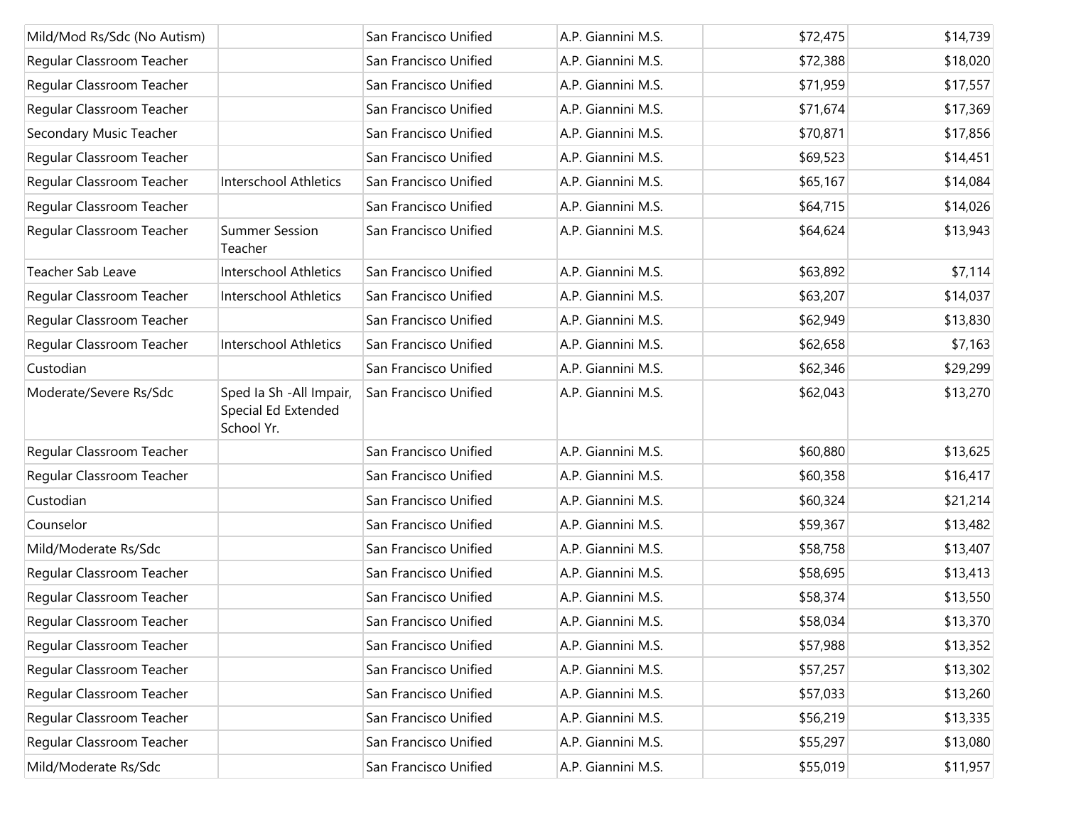| | | | | | |
|---|---|---|---|---|---|
| Mild/Mod Rs/Sdc (No Autism) | | San Francisco Unified | A.P. Giannini M.S. | $72,475 | $14,739 |
| Regular Classroom Teacher | | San Francisco Unified | A.P. Giannini M.S. | $72,388 | $18,020 |
| Regular Classroom Teacher | | San Francisco Unified | A.P. Giannini M.S. | $71,959 | $17,557 |
| Regular Classroom Teacher | | San Francisco Unified | A.P. Giannini M.S. | $71,674 | $17,369 |
| Secondary Music Teacher | | San Francisco Unified | A.P. Giannini M.S. | $70,871 | $17,856 |
| Regular Classroom Teacher | | San Francisco Unified | A.P. Giannini M.S. | $69,523 | $14,451 |
| Regular Classroom Teacher | Interschool Athletics | San Francisco Unified | A.P. Giannini M.S. | $65,167 | $14,084 |
| Regular Classroom Teacher | | San Francisco Unified | A.P. Giannini M.S. | $64,715 | $14,026 |
| Regular Classroom Teacher | Summer Session Teacher | San Francisco Unified | A.P. Giannini M.S. | $64,624 | $13,943 |
| Teacher Sab Leave | Interschool Athletics | San Francisco Unified | A.P. Giannini M.S. | $63,892 | $7,114 |
| Regular Classroom Teacher | Interschool Athletics | San Francisco Unified | A.P. Giannini M.S. | $63,207 | $14,037 |
| Regular Classroom Teacher | | San Francisco Unified | A.P. Giannini M.S. | $62,949 | $13,830 |
| Regular Classroom Teacher | Interschool Athletics | San Francisco Unified | A.P. Giannini M.S. | $62,658 | $7,163 |
| Custodian | | San Francisco Unified | A.P. Giannini M.S. | $62,346 | $29,299 |
| Moderate/Severe Rs/Sdc | Sped Ia Sh -All Impair, Special Ed Extended School Yr. | San Francisco Unified | A.P. Giannini M.S. | $62,043 | $13,270 |
| Regular Classroom Teacher | | San Francisco Unified | A.P. Giannini M.S. | $60,880 | $13,625 |
| Regular Classroom Teacher | | San Francisco Unified | A.P. Giannini M.S. | $60,358 | $16,417 |
| Custodian | | San Francisco Unified | A.P. Giannini M.S. | $60,324 | $21,214 |
| Counselor | | San Francisco Unified | A.P. Giannini M.S. | $59,367 | $13,482 |
| Mild/Moderate Rs/Sdc | | San Francisco Unified | A.P. Giannini M.S. | $58,758 | $13,407 |
| Regular Classroom Teacher | | San Francisco Unified | A.P. Giannini M.S. | $58,695 | $13,413 |
| Regular Classroom Teacher | | San Francisco Unified | A.P. Giannini M.S. | $58,374 | $13,550 |
| Regular Classroom Teacher | | San Francisco Unified | A.P. Giannini M.S. | $58,034 | $13,370 |
| Regular Classroom Teacher | | San Francisco Unified | A.P. Giannini M.S. | $57,988 | $13,352 |
| Regular Classroom Teacher | | San Francisco Unified | A.P. Giannini M.S. | $57,257 | $13,302 |
| Regular Classroom Teacher | | San Francisco Unified | A.P. Giannini M.S. | $57,033 | $13,260 |
| Regular Classroom Teacher | | San Francisco Unified | A.P. Giannini M.S. | $56,219 | $13,335 |
| Regular Classroom Teacher | | San Francisco Unified | A.P. Giannini M.S. | $55,297 | $13,080 |
| Mild/Moderate Rs/Sdc | | San Francisco Unified | A.P. Giannini M.S. | $55,019 | $11,957 |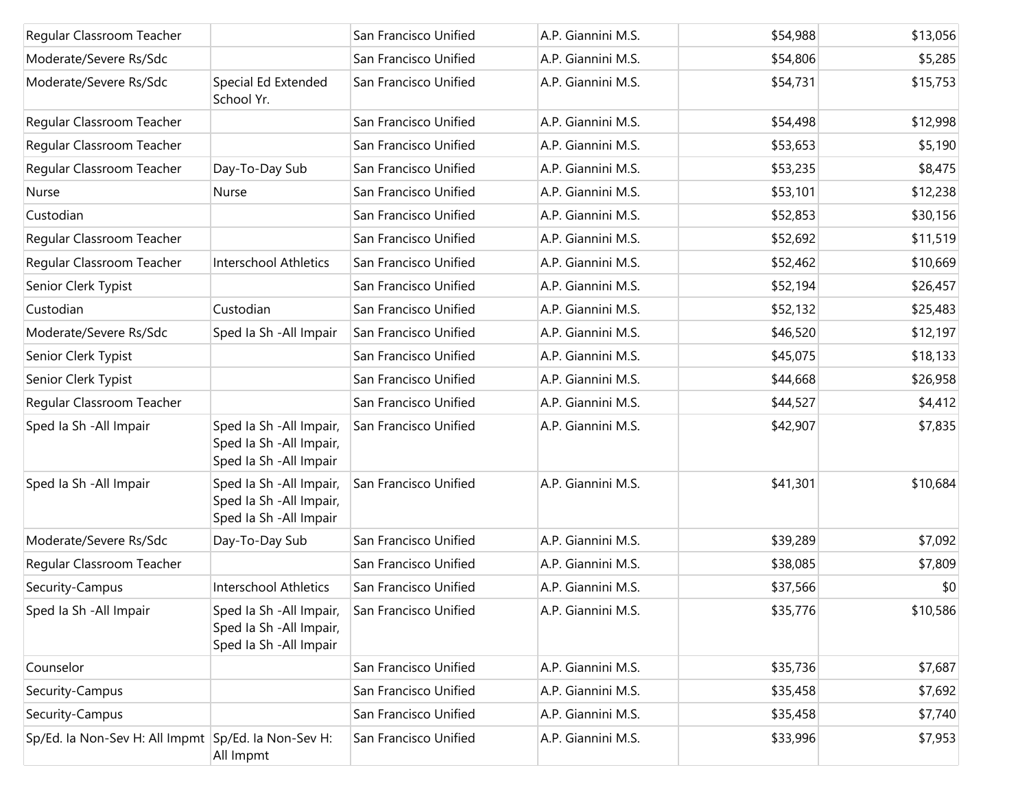| | | | | | |
|---|---|---|---|---|---|
| Regular Classroom Teacher | | San Francisco Unified | A.P. Giannini M.S. | $54,988 | $13,056 |
| Moderate/Severe Rs/Sdc | | San Francisco Unified | A.P. Giannini M.S. | $54,806 | $5,285 |
| Moderate/Severe Rs/Sdc | Special Ed Extended School Yr. | San Francisco Unified | A.P. Giannini M.S. | $54,731 | $15,753 |
| Regular Classroom Teacher | | San Francisco Unified | A.P. Giannini M.S. | $54,498 | $12,998 |
| Regular Classroom Teacher | | San Francisco Unified | A.P. Giannini M.S. | $53,653 | $5,190 |
| Regular Classroom Teacher | Day-To-Day Sub | San Francisco Unified | A.P. Giannini M.S. | $53,235 | $8,475 |
| Nurse | Nurse | San Francisco Unified | A.P. Giannini M.S. | $53,101 | $12,238 |
| Custodian | | San Francisco Unified | A.P. Giannini M.S. | $52,853 | $30,156 |
| Regular Classroom Teacher | | San Francisco Unified | A.P. Giannini M.S. | $52,692 | $11,519 |
| Regular Classroom Teacher | Interschool Athletics | San Francisco Unified | A.P. Giannini M.S. | $52,462 | $10,669 |
| Senior Clerk Typist | | San Francisco Unified | A.P. Giannini M.S. | $52,194 | $26,457 |
| Custodian | Custodian | San Francisco Unified | A.P. Giannini M.S. | $52,132 | $25,483 |
| Moderate/Severe Rs/Sdc | Sped Ia Sh -All Impair | San Francisco Unified | A.P. Giannini M.S. | $46,520 | $12,197 |
| Senior Clerk Typist | | San Francisco Unified | A.P. Giannini M.S. | $45,075 | $18,133 |
| Senior Clerk Typist | | San Francisco Unified | A.P. Giannini M.S. | $44,668 | $26,958 |
| Regular Classroom Teacher | | San Francisco Unified | A.P. Giannini M.S. | $44,527 | $4,412 |
| Sped Ia Sh -All Impair | Sped Ia Sh -All Impair, Sped Ia Sh -All Impair, Sped Ia Sh -All Impair | San Francisco Unified | A.P. Giannini M.S. | $42,907 | $7,835 |
| Sped Ia Sh -All Impair | Sped Ia Sh -All Impair, Sped Ia Sh -All Impair, Sped Ia Sh -All Impair | San Francisco Unified | A.P. Giannini M.S. | $41,301 | $10,684 |
| Moderate/Severe Rs/Sdc | Day-To-Day Sub | San Francisco Unified | A.P. Giannini M.S. | $39,289 | $7,092 |
| Regular Classroom Teacher | | San Francisco Unified | A.P. Giannini M.S. | $38,085 | $7,809 |
| Security-Campus | Interschool Athletics | San Francisco Unified | A.P. Giannini M.S. | $37,566 | $0 |
| Sped Ia Sh -All Impair | Sped Ia Sh -All Impair, Sped Ia Sh -All Impair, Sped Ia Sh -All Impair | San Francisco Unified | A.P. Giannini M.S. | $35,776 | $10,586 |
| Counselor | | San Francisco Unified | A.P. Giannini M.S. | $35,736 | $7,687 |
| Security-Campus | | San Francisco Unified | A.P. Giannini M.S. | $35,458 | $7,692 |
| Security-Campus | | San Francisco Unified | A.P. Giannini M.S. | $35,458 | $7,740 |
| Sp/Ed. Ia Non-Sev H: All Impmt | Sp/Ed. Ia Non-Sev H: All Impmt | San Francisco Unified | A.P. Giannini M.S. | $33,996 | $7,953 |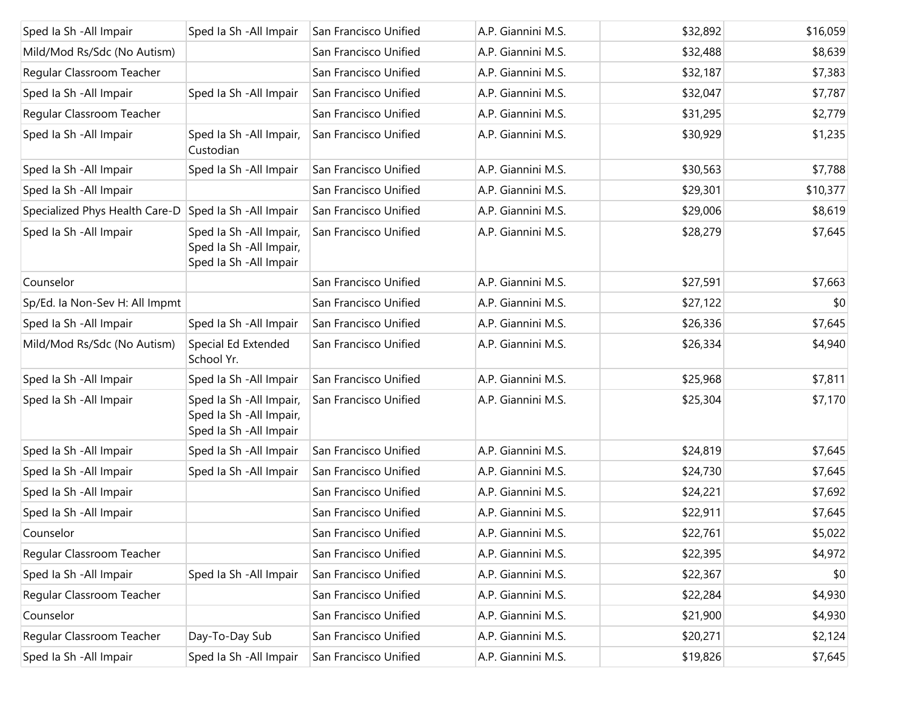| | | | | | |
|---|---|---|---|---|---|
| Sped Ia Sh -All Impair | Sped Ia Sh -All Impair | San Francisco Unified | A.P. Giannini M.S. | $32,892 | $16,059 |
| Mild/Mod Rs/Sdc (No Autism) | | San Francisco Unified | A.P. Giannini M.S. | $32,488 | $8,639 |
| Regular Classroom Teacher | | San Francisco Unified | A.P. Giannini M.S. | $32,187 | $7,383 |
| Sped Ia Sh -All Impair | Sped Ia Sh -All Impair | San Francisco Unified | A.P. Giannini M.S. | $32,047 | $7,787 |
| Regular Classroom Teacher | | San Francisco Unified | A.P. Giannini M.S. | $31,295 | $2,779 |
| Sped Ia Sh -All Impair | Sped Ia Sh -All Impair, Custodian | San Francisco Unified | A.P. Giannini M.S. | $30,929 | $1,235 |
| Sped Ia Sh -All Impair | Sped Ia Sh -All Impair | San Francisco Unified | A.P. Giannini M.S. | $30,563 | $7,788 |
| Sped Ia Sh -All Impair | | San Francisco Unified | A.P. Giannini M.S. | $29,301 | $10,377 |
| Specialized Phys Health Care-D | Sped Ia Sh -All Impair | San Francisco Unified | A.P. Giannini M.S. | $29,006 | $8,619 |
| Sped Ia Sh -All Impair | Sped Ia Sh -All Impair, Sped Ia Sh -All Impair, Sped Ia Sh -All Impair | San Francisco Unified | A.P. Giannini M.S. | $28,279 | $7,645 |
| Counselor | | San Francisco Unified | A.P. Giannini M.S. | $27,591 | $7,663 |
| Sp/Ed. Ia Non-Sev H: All Impmt | | San Francisco Unified | A.P. Giannini M.S. | $27,122 | $0 |
| Sped Ia Sh -All Impair | Sped Ia Sh -All Impair | San Francisco Unified | A.P. Giannini M.S. | $26,336 | $7,645 |
| Mild/Mod Rs/Sdc (No Autism) | Special Ed Extended School Yr. | San Francisco Unified | A.P. Giannini M.S. | $26,334 | $4,940 |
| Sped Ia Sh -All Impair | Sped Ia Sh -All Impair | San Francisco Unified | A.P. Giannini M.S. | $25,968 | $7,811 |
| Sped Ia Sh -All Impair | Sped Ia Sh -All Impair, Sped Ia Sh -All Impair, Sped Ia Sh -All Impair | San Francisco Unified | A.P. Giannini M.S. | $25,304 | $7,170 |
| Sped Ia Sh -All Impair | Sped Ia Sh -All Impair | San Francisco Unified | A.P. Giannini M.S. | $24,819 | $7,645 |
| Sped Ia Sh -All Impair | Sped Ia Sh -All Impair | San Francisco Unified | A.P. Giannini M.S. | $24,730 | $7,645 |
| Sped Ia Sh -All Impair | | San Francisco Unified | A.P. Giannini M.S. | $24,221 | $7,692 |
| Sped Ia Sh -All Impair | | San Francisco Unified | A.P. Giannini M.S. | $22,911 | $7,645 |
| Counselor | | San Francisco Unified | A.P. Giannini M.S. | $22,761 | $5,022 |
| Regular Classroom Teacher | | San Francisco Unified | A.P. Giannini M.S. | $22,395 | $4,972 |
| Sped Ia Sh -All Impair | Sped Ia Sh -All Impair | San Francisco Unified | A.P. Giannini M.S. | $22,367 | $0 |
| Regular Classroom Teacher | | San Francisco Unified | A.P. Giannini M.S. | $22,284 | $4,930 |
| Counselor | | San Francisco Unified | A.P. Giannini M.S. | $21,900 | $4,930 |
| Regular Classroom Teacher | Day-To-Day Sub | San Francisco Unified | A.P. Giannini M.S. | $20,271 | $2,124 |
| Sped Ia Sh -All Impair | Sped Ia Sh -All Impair | San Francisco Unified | A.P. Giannini M.S. | $19,826 | $7,645 |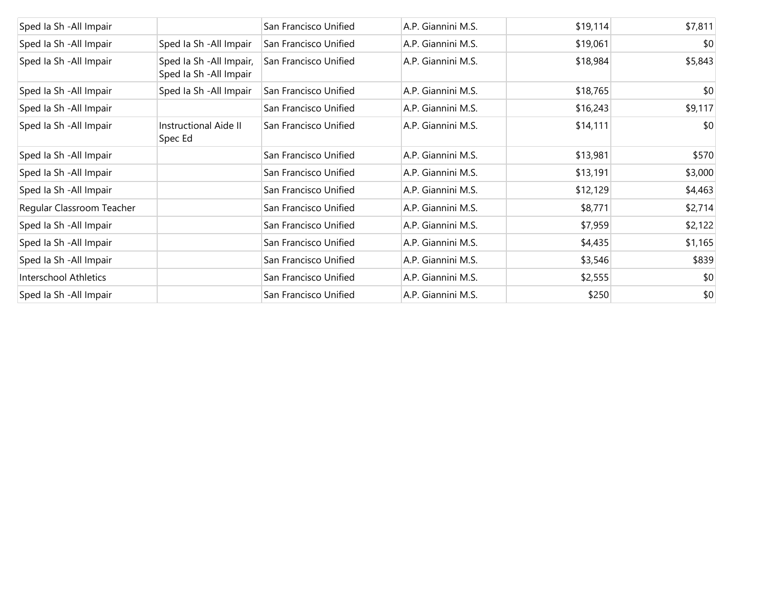| | | | | | |
|---|---|---|---|---|---|
| Sped Ia Sh -All Impair | | San Francisco Unified | A.P. Giannini M.S. | $19,114 | $7,811 |
| Sped Ia Sh -All Impair | Sped Ia Sh -All Impair | San Francisco Unified | A.P. Giannini M.S. | $19,061 | $0 |
| Sped Ia Sh -All Impair | Sped Ia Sh -All Impair, Sped Ia Sh -All Impair | San Francisco Unified | A.P. Giannini M.S. | $18,984 | $5,843 |
| Sped Ia Sh -All Impair | Sped Ia Sh -All Impair | San Francisco Unified | A.P. Giannini M.S. | $18,765 | $0 |
| Sped Ia Sh -All Impair | | San Francisco Unified | A.P. Giannini M.S. | $16,243 | $9,117 |
| Sped Ia Sh -All Impair | Instructional Aide II Spec Ed | San Francisco Unified | A.P. Giannini M.S. | $14,111 | $0 |
| Sped Ia Sh -All Impair | | San Francisco Unified | A.P. Giannini M.S. | $13,981 | $570 |
| Sped Ia Sh -All Impair | | San Francisco Unified | A.P. Giannini M.S. | $13,191 | $3,000 |
| Sped Ia Sh -All Impair | | San Francisco Unified | A.P. Giannini M.S. | $12,129 | $4,463 |
| Regular Classroom Teacher | | San Francisco Unified | A.P. Giannini M.S. | $8,771 | $2,714 |
| Sped Ia Sh -All Impair | | San Francisco Unified | A.P. Giannini M.S. | $7,959 | $2,122 |
| Sped Ia Sh -All Impair | | San Francisco Unified | A.P. Giannini M.S. | $4,435 | $1,165 |
| Sped Ia Sh -All Impair | | San Francisco Unified | A.P. Giannini M.S. | $3,546 | $839 |
| Interschool Athletics | | San Francisco Unified | A.P. Giannini M.S. | $2,555 | $0 |
| Sped Ia Sh -All Impair | | San Francisco Unified | A.P. Giannini M.S. | $250 | $0 |